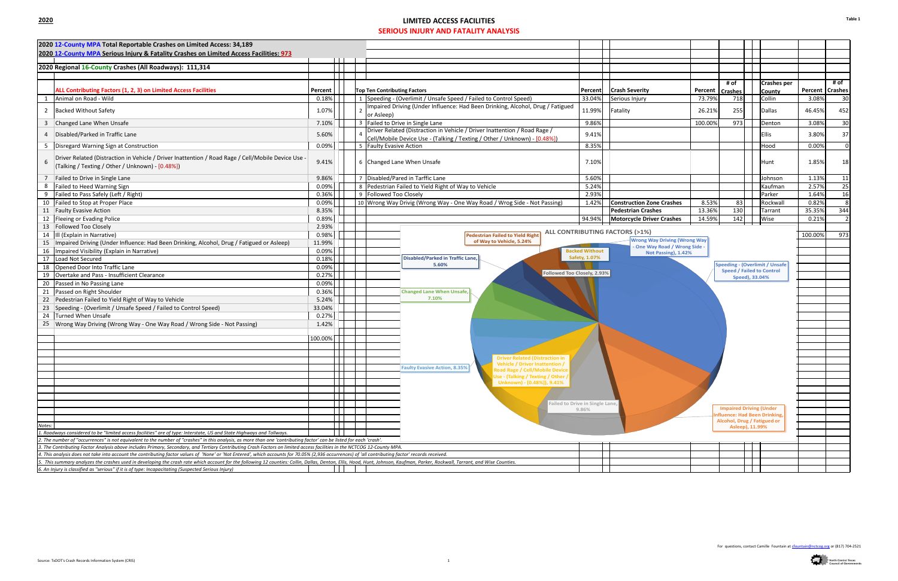2020

# LIMITED ACCESS FACILITIES

## SERIOUS INJURY AND FATALITY ANALYSIS

Table 1

**2020 12-County MPA Total Reportable Crashes on Limited Access: 34,189**

**2020 12-County MPA Serious Injury & Fatality Crashes on Limited Access Facilities: 973**

**2020 Regional 16-County Crashes (All Roadways): 111,314**

| | ALL Contributing Factors (1, 2, 3) on Limited Access Facilities | Percent |
|---|---|---|
| 1 | Animal on Road - Wild | 0.18% |
| 2 | Backed Without Safety | 1.07% |
| 3 | Changed Lane When Unsafe | 7.10% |
| 4 | Disabled/Parked in Traffic Lane | 5.60% |
| 5 | Disregard Warning Sign at Construction | 0.09% |
| 6 | Driver Related (Distraction in Vehicle / Driver Inattention / Road Rage / Cell/Mobile Device Use - (Talking / Texting / Other / Unknown) - [0.48%]) | 9.41% |
| 7 | Failed to Drive in Single Lane | 9.86% |
| 8 | Failed to Heed Warning Sign | 0.09% |
| 9 | Failed to Pass Safely (Left / Right) | 0.36% |
| 10 | Failed to Stop at Proper Place | 0.09% |
| 11 | Faulty Evasive Action | 8.35% |
| 12 | Fleeing or Evading Police | 0.89% |
| 13 | Followed Too Closely | 2.93% |
| 14 | Ill (Explain in Narrative) | 0.98% |
| 15 | Impaired Driving (Under Influence: Had Been Drinking, Alcohol, Drug / Fatigued or Asleep) | 11.99% |
| 16 | Impaired Visibility (Explain in Narrative) | 0.09% |
| 17 | Load Not Secured | 0.18% |
| 18 | Opened Door Into Traffic Lane | 0.09% |
| 19 | Overtake and Pass - Insufficient Clearance | 0.27% |
| 20 | Passed in No Passing Lane | 0.09% |
| 21 | Passed on Right Shoulder | 0.36% |
| 22 | Pedestrian Failed to Yield Right of Way to Vehicle | 5.24% |
| 23 | Speeding - (Overlimit / Unsafe Speed / Failed to Control Speed) | 33.04% |
| 24 | Turned When Unsafe | 0.27% |
| 25 | Wrong Way Driving (Wrong Way - One Way Road / Wrong Side - Not Passing) | 1.42% |
| | | 100.00% |

| | Top Ten Contributing Factors | Percent |
|---|---|---|
| 1 | Speeding - (Overlimit / Unsafe Speed / Failed to Control Speed) | 33.04% |
| 2 | Impaired Driving (Under Influence: Had Been Drinking, Alcohol, Drug / Fatigued or Asleep) | 11.99% |
| 3 | Failed to Drive in Single Lane | 9.86% |
| 4 | Driver Related (Distraction in Vehicle / Driver Inattention / Road Rage / Cell/Mobile Device Use - (Talking / Texting / Other / Unknown) - [0.48%]) | 9.41% |
| 5 | Faulty Evasive Action | 8.35% |
| 6 | Changed Lane When Unsafe | 7.10% |
| 7 | Disabled/Pared in Tarffic Lane | 5.60% |
| 8 | Pedestrian Failed to Yield Right of Way to Vehicle | 5.24% |
| 9 | Followed Too Closely | 2.93% |
| 10 | Wrong Way Drivig (Wrong Way - One Way Road / Wrog Side - Not Passing) | 1.42% |
| | | 94.94% |

| Crash Severity | Percent | # of Crashes |
|---|---|---|
| Serious Injury | 73.79% | 718 |
| Fatality | 26.21% | 255 |
| | 100.00% | 973 |
| Construction Zone Crashes | 8.53% | 83 |
| Pedestrian Crashes | 13.36% | 130 |
| Motorcycle Driver Crashes | 14.59% | 142 |

| Crashes per County | Percent | # of Crashes |
|---|---|---|
| Collin | 3.08% | 30 |
| Dallas | 46.45% | 452 |
| Denton | 3.08% | 30 |
| Ellis | 3.80% | 37 |
| Hood | 0.00% | 0 |
| Hunt | 1.85% | 18 |
| Johnson | 1.13% | 11 |
| Kaufman | 2.57% | 25 |
| Parker | 1.64% | 16 |
| Rockwall | 0.82% | 8 |
| Tarrant | 35.35% | 344 |
| Wise | 0.21% | 2 |
| | 100.00% | 973 |

**ALL CONTRIBUTING FACTORS (>1%)**

- Speeding - (Overlimit / Unsafe Speed / Failed to Control Speed), 33.04%
- Impaired Driving (Under Influence: Had Been Drinking, Alcohol, Drug / Fatigued or Asleep), 11.99%
- Failed to Drive in Single Lane, 9.86%
- Driver Related (Distraction in Vehicle / Driver Inattention / Road Rage / Cell/Mobile Device Use - (Talking / Texting / Other / Unknown) - [0.48%]), 9.41%
- Faulty Evasive Action, 8.35%
- Changed Lane When Unsafe, 7.10%
- Disabled/Parked in Traffic Lane, 5.60%
- Pedestrian Failed to Yield Right of Way to Vehicle, 5.24%
- Followed Too Closely, 2.93%
- Wrong Way Driving (Wrong Way - One Way Road / Wrong Side - Not Passing), 1.42%
- Backed Without Safety, 1.07%

*Notes:*

*1. Roadways considered to be "limited access facilities" are of type: Interstate, US and State Highways and Tollways.*

*2. The number of "occurrences" is not equivalent to the number of "crashes" in this analysis, as more than one 'contributing factor' can be listed for each 'crash'.*

*3. The Contributing Factor Analysis above includes Primary, Secondary, and Tertiary Contributing Crash Factors on limited access facilities in the NCTCOG 12-County MPA.*

*4. This analysis does not take into account the contributing factor values of 'None' or 'Not Entered', which accounts for 70.05% (2,936 occurrences) of 'all contributing factor' records received.*

*5. This summary analyzes the crashes used in developing the crash rate which account for the following 12 counties: Collin, Dallas, Denton, Ellis, Hood, Hunt, Johnson, Kaufman, Parker, Rockwall, Tarrant, and Wise Counties.*

*6. An Injury is classified as "serious" if it is of type: Incapacitating (Suspected Serious Injury)*

Source: TxDOT's Crash Records Information System (CRIS)

For questions, contact Camille Fountain at cfountain@nctcog.org or (817) 704-2521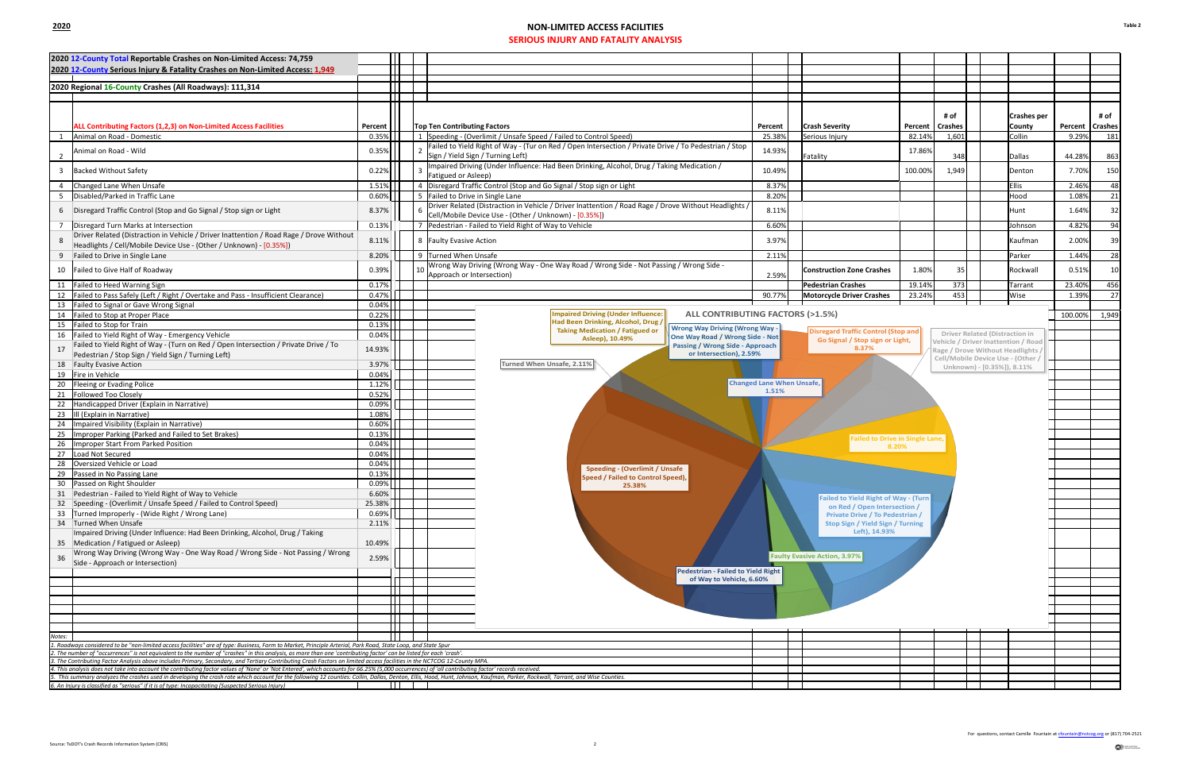# NON-LIMITED ACCESS FACILITIES

## SERIOUS INJURY AND FATALITY ANALYSIS

**2020 12-County Total Reportable Crashes on Non-Limited Access: 74,759**

**2020 12-County Serious Injury & Fatality Crashes on Non-Limited Access: 1,949**

**2020 Regional 16-County Crashes (All Roadways): 111,314**

| # | ALL Contributing Factors (1,2,3) on Non-Limited Access Facilities | Percent |
|---|---|---|
| 1 | Animal on Road - Domestic | 0.35% |
| 2 | Animal on Road - Wild | 0.35% |
| 3 | Backed Without Safety | 0.22% |
| 4 | Changed Lane When Unsafe | 1.51% |
| 5 | Disabled/Parked in Traffic Lane | 0.60% |
| 6 | Disregard Traffic Control (Stop and Go Signal / Stop sign or Light | 8.37% |
| 7 | Disregard Turn Marks at Intersection | 0.13% |
| 8 | Driver Related (Distraction in Vehicle / Driver Inattention / Road Rage / Drove Without Headlights / Cell/Mobile Device Use - (Other / Unknown) - [0.35%]) | 8.11% |
| 9 | Failed to Drive in Single Lane | 8.20% |
| 10 | Failed to Give Half of Roadway | 0.39% |
| 11 | Failed to Heed Warning Sign | 0.17% |
| 12 | Failed to Pass Safely (Left / Right / Overtake and Pass - Insufficient Clearance) | 0.47% |
| 13 | Failed to Signal or Gave Wrong Signal | 0.04% |
| 14 | Failed to Stop at Proper Place | 0.22% |
| 15 | Failed to Stop for Train | 0.13% |
| 16 | Failed to Yield Right of Way - Emergency Vehicle | 0.04% |
| 17 | Failed to Yield Right of Way - (Turn on Red / Open Intersection / Private Drive / To Pedestrian / Stop Sign / Yield Sign / Turning Left) | 14.93% |
| 18 | Faulty Evasive Action | 3.97% |
| 19 | Fire in Vehicle | 0.04% |
| 20 | Fleeing or Evading Police | 1.12% |
| 21 | Followed Too Closely | 0.52% |
| 22 | Handicapped Driver (Explain in Narrative) | 0.09% |
| 23 | Ill (Explain in Narrative) | 1.08% |
| 24 | Impaired Visibility (Explain in Narrative) | 0.60% |
| 25 | Improper Parking (Parked and Failed to Set Brakes) | 0.13% |
| 26 | Improper Start From Parked Position | 0.04% |
| 27 | Load Not Secured | 0.04% |
| 28 | Oversized Vehicle or Load | 0.04% |
| 29 | Passed in No Passing Lane | 0.13% |
| 30 | Passed on Right Shoulder | 0.09% |
| 31 | Pedestrian - Failed to Yield Right of Way to Vehicle | 6.60% |
| 32 | Speeding - (Overlimit / Unsafe Speed / Failed to Control Speed) | 25.38% |
| 33 | Turned Improperly - (Wide Right / Wrong Lane) | 0.69% |
| 34 | Turned When Unsafe | 2.11% |
| 35 | Impaired Driving (Under Influence: Had Been Drinking, Alcohol, Drug / Taking Medication / Fatigued or Asleep) | 10.49% |
| 36 | Wrong Way Driving (Wrong Way - One Way Road / Wrong Side - Not Passing / Wrong Side - Approach or Intersection) | 2.59% |

| # | Top Ten Contributing Factors | Percent |
|---|---|---|
| 1 | Speeding - (Overlimit / Unsafe Speed / Failed to Control Speed) | 25.38% |
| 2 | Failed to Yield Right of Way - (Tur on Red / Open Intersection / Private Drive / To Pedestrian / Stop Sign / Yield Sign / Turning Left) | 14.93% |
| 3 | Impaired Driving (Under Influence: Had Been Drinking, Alcohol, Drug / Taking Medication / Fatigued or Asleep) | 10.49% |
| 4 | Disregard Traffic Control (Stop and Go Signal / Stop sign or Light | 8.37% |
| 5 | Failed to Drive in Single Lane | 8.20% |
| 6 | Driver Related (Distraction in Vehicle / Driver Inattention / Road Rage / Drove Without Headlights / Cell/Mobile Device Use - (Other / Unknown) - [0.35%]) | 8.11% |
| 7 | Pedestrian - Failed to Yield Right of Way to Vehicle | 6.60% |
| 8 | Faulty Evasive Action | 3.97% |
| 9 | Turned When Unsafe | 2.11% |
| 10 | Wrong Way Driving (Wrong Way - One Way Road / Wrong Side - Not Passing / Wrong Side - Approach or Intersection) | 2.59% |
| | | 90.77% |

| Crash Severity | Percent | # of Crashes |
|---|---|---|
| Serious Injury | 82.14% | 1,601 |
| Fatality | 17.86% | 348 |
| | 100.00% | 1,949 |
| Construction Zone Crashes | 1.80% | 35 |
| Pedestrian Crashes | 19.14% | 373 |
| Motorcycle Driver Crashes | 23.24% | 453 |

| Crashes per County | Percent | # of Crashes |
|---|---|---|
| Collin | 9.29% | 181 |
| Dallas | 44.28% | 863 |
| Denton | 7.70% | 150 |
| Ellis | 2.46% | 48 |
| Hood | 1.08% | 21 |
| Hunt | 1.64% | 32 |
| Johnson | 4.82% | 94 |
| Kaufman | 2.00% | 39 |
| Parker | 1.44% | 28 |
| Rockwall | 0.51% | 10 |
| Tarrant | 23.40% | 456 |
| Wise | 1.39% | 27 |
| | 100.00% | 1,949 |

**ALL CONTRIBUTING FACTORS (>1.5%)**

Notes:

*1. Roadways considered to be "non-limited access facilities" are of type: Business, Farm to Market, Principle Arterial, Park Road, State Loop, and State Spur*

*2. The number of "occurrences" is not equivalent to the number of "crashes" in this analysis, as more than one 'contributing factor' can be listed for each 'crash'.*

*3. The Contributing Factor Analysis above includes Primary, Secondary, and Tertiary Contributing Crash Factors on limited access facilities in the NCTCOG 12-County MPA.*

*4. This analysis does not take into account the contributing factor values of 'None' or 'Not Entered', which accounts for 66.25% (5,000 occurrences) of 'all contributing factor' records received.*

*5. This summary analyzes the crashes used in developing the crash rate which account for the following 12 counties: Collin, Dallas, Denton, Ellis, Hood, Hunt, Johnson, Kaufman, Parker, Rockwall, Tarrant, and Wise Counties.*

*6. An Injury is classified as "serious" if it is of type: Incapacitating (Suspected Serious Injury)*

Source: TxDOT's Crash Records Information System (CRIS)

For questions, contact Camille Fountain at cfountain@nctcog.org or (817) 704-2521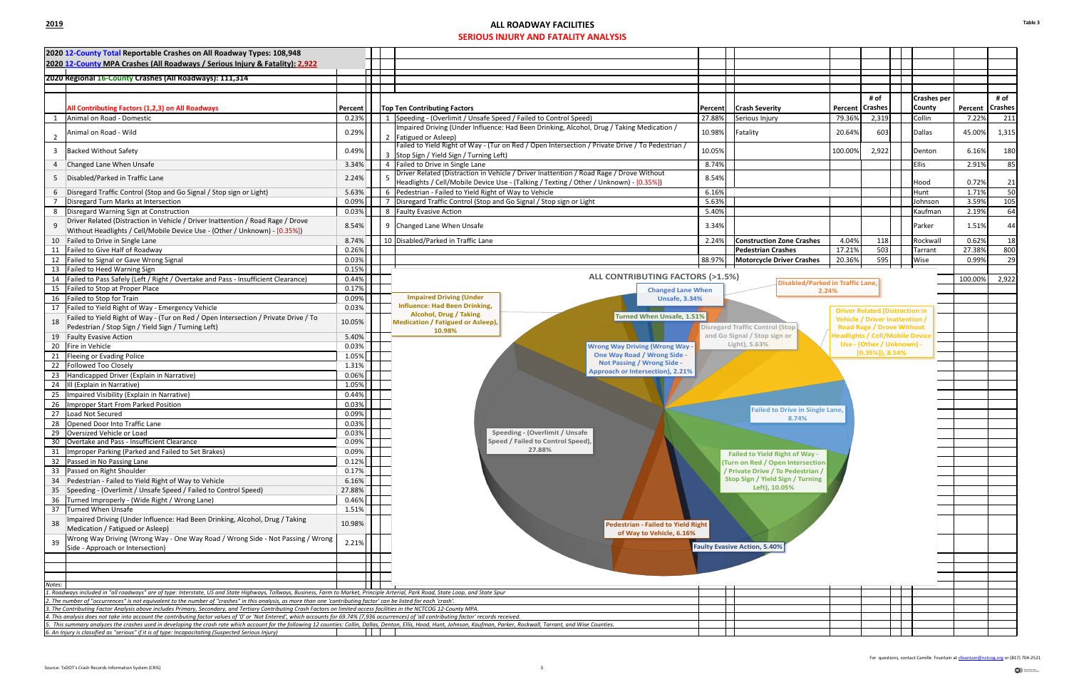2019

# ALL ROADWAY FACILITIES

## SERIOUS INJURY AND FATALITY ANALYSIS

Table 3

**2020 12-County Total Reportable Crashes on All Roadway Types: 108,948**

**2020 12-County MPA Crashes (All Roadways / Serious Injury & Fatality): 2,922**

**2020 Regional 16-County Crashes (All Roadways): 111,314**

| | All Contributing Factors (1,2,3) on All Roadways | Percent |
|---|---|---|
| 1 | Animal on Road - Domestic | 0.23% |
| 2 | Animal on Road - Wild | 0.29% |
| 3 | Backed Without Safety | 0.49% |
| 4 | Changed Lane When Unsafe | 3.34% |
| 5 | Disabled/Parked in Traffic Lane | 2.24% |
| 6 | Disregard Traffic Control (Stop and Go Signal / Stop sign or Light) | 5.63% |
| 7 | Disregard Turn Marks at Intersection | 0.09% |
| 8 | Disregard Warning Sign at Construction | 0.03% |
| 9 | Driver Related (Distraction in Vehicle / Driver Inattention / Road Rage / Drove Without Headlights / Cell/Mobile Device Use - (Other / Unknown) - [0.35%]) | 8.54% |
| 10 | Failed to Drive in Single Lane | 8.74% |
| 11 | Failed to Give Half of Roadway | 0.26% |
| 12 | Failed to Signal or Gave Wrong Signal | 0.03% |
| 13 | Failed to Heed Warning Sign | 0.15% |
| 14 | Failed to Pass Safely (Left / Right / Overtake and Pass - Insufficient Clearance) | 0.44% |
| 15 | Failed to Stop at Proper Place | 0.17% |
| 16 | Failed to Stop for Train | 0.09% |
| 17 | Failed to Yield Right of Way - Emergency Vehicle | 0.03% |
| 18 | Failed to Yield Right of Way - (Tur on Red / Open Intersection / Private Drive / To Pedestrian / Stop Sign / Yield Sign / Turning Left) | 10.05% |
| 19 | Faulty Evasive Action | 5.40% |
| 20 | Fire in Vehicle | 0.03% |
| 21 | Fleeing or Evading Police | 1.05% |
| 22 | Followed Too Closely | 1.31% |
| 23 | Handicapped Driver (Explain in Narrative) | 0.06% |
| 24 | Ill (Explain in Narrative) | 1.05% |
| 25 | Impaired Visibility (Explain in Narrative) | 0.44% |
| 26 | Improper Start From Parked Position | 0.03% |
| 27 | Load Not Secured | 0.09% |
| 28 | Opened Door Into Traffic Lane | 0.03% |
| 29 | Oversized Vehicle or Load | 0.03% |
| 30 | Overtake and Pass - Insufficient Clearance | 0.09% |
| 31 | Improper Parking (Parked and Failed to Set Brakes) | 0.09% |
| 32 | Passed in No Passing Lane | 0.12% |
| 33 | Passed on Right Shoulder | 0.17% |
| 34 | Pedestrian - Failed to Yield Right of Way to Vehicle | 6.16% |
| 35 | Speeding - (Overlimit / Unsafe Speed / Failed to Control Speed) | 27.88% |
| 36 | Turned Improperly - (Wide Right / Wrong Lane) | 0.46% |
| 37 | Turned When Unsafe | 1.51% |
| 38 | Impaired Driving (Under Influence: Had Been Drinking, Alcohol, Drug / Taking Medication / Fatigued or Asleep) | 10.98% |
| 39 | Wrong Way Driving (Wrong Way - One Way Road / Wrong Side - Not Passing / Wrong Side - Approach or Intersection) | 2.21% |

| | Top Ten Contributing Factors | Percent |
|---|---|---|
| 1 | Speeding - (Overlimit / Unsafe Speed / Failed to Control Speed) | 27.88% |
| 2 | Impaired Driving (Under Influence: Had Been Drinking, Alcohol, Drug / Taking Medication / Fatigued or Asleep) | 10.98% |
| 3 | Failed to Yield Right of Way - (Tur on Red / Open Intersection / Private Drive / To Pedestrian / Stop Sign / Yield Sign / Turning Left) | 10.05% |
| 4 | Failed to Drive in Single Lane | 8.74% |
| 5 | Driver Related (Distraction in Vehicle / Driver Inattention / Road Rage / Drove Without Headlights / Cell/Mobile Device Use - (Talking / Texting / Other / Unknown) - [0.35%]) | 8.54% |
| 6 | Pedestrian - Failed to Yield Right of Way to Vehicle | 6.16% |
| 7 | Disregard Traffic Control (Stop and Go Signal / Stop sign or Light | 5.63% |
| 8 | Faulty Evasive Action | 5.40% |
| 9 | Changed Lane When Unsafe | 3.34% |
| 10 | Disabled/Parked in Traffic Lane | 2.24% |
| | | 88.97% |

| Crash Severity | Percent | # of Crashes |
|---|---|---|
| Serious Injury | 79.36% | 2,319 |
| Fatality | 20.64% | 603 |
| | 100.00% | 2,922 |
| **Construction Zone Crashes** | 4.04% | 118 |
| **Pedestrian Crashes** | 17.21% | 503 |
| **Motorcycle Driver Crashes** | 20.36% | 595 |

| Crashes per County | Percent | # of Crashes |
|---|---|---|
| Collin | 7.22% | 211 |
| Dallas | 45.00% | 1,315 |
| Denton | 6.16% | 180 |
| Ellis | 2.91% | 85 |
| Hood | 0.72% | 21 |
| Hunt | 1.71% | 50 |
| Johnson | 3.59% | 105 |
| Kaufman | 2.19% | 64 |
| Parker | 1.51% | 44 |
| Rockwall | 0.62% | 18 |
| Tarrant | 27.38% | 800 |
| Wise | 0.99% | 29 |
| | 100.00% | 2,922 |

**ALL CONTRIBUTING FACTORS (>1.5%)**

Speeding - (Overlimit / Unsafe Speed / Failed to Control Speed), 27.88%

Impaired Driving (Under Influence: Had Been Drinking, Alcohol, Drug / Taking Medication / Fatigued or Asleep), 10.98%

Failed to Yield Right of Way - (Turn on Red / Open Intersection / Private Drive / To Pedestrian / Stop Sign / Yield Sign / Turning Left), 10.05%

Failed to Drive in Single Lane, 8.74%

Driver Related (Distraction in Vehicle / Driver Inattention / Road Rage / Drove Without Headlights / Cell/Mobile Device Use - (Other / Unknown) - [0.35%]), 8.54%

Pedestrian - Failed to Yield Right of Way to Vehicle, 6.16%

Disregard Traffic Control (Stop and Go Signal / Stop sign or Light), 5.63%

Faulty Evasive Action, 5.40%

Changed Lane When Unsafe, 3.34%

Disabled/Parked in Traffic Lane, 2.24%

Wrong Way Driving (Wrong Way - One Way Road / Wrong Side - Not Passing / Wrong Side - Approach or Intersection), 2.21%

Turned When Unsafe, 1.51%

*Notes:*

*1. Roadways included in "all roadways" are of type: Interstate, US and State Highways, Tollways, Business, Farm to Market, Principle Arterial, Park Road, State Loop, and State Spur*

*2. The number of "occurrences" is not equivalent to the number of "crashes" in this analysis, as more than one 'contributing factor' can be listed for each 'crash'.*

*3. The Contributing Factor Analysis above includes Primary, Secondary, and Tertiary Contributing Crash Factors on limited access facilities in the NCTCOG 12-County MPA.*

*4. This analysis does not take into account the contributing factor values of '0' or 'Not Entered', which accounts for 69.74% (7,936 occurrences) of 'all contributing factor' records received.*

*5. This summary analyzes the crashes used in developing the crash rate which account for the following 12 counties: Collin, Dallas, Denton, Ellis, Hood, Hunt, Johnson, Kaufman, Parker, Rockwall, Tarrant and Wise Counties.*

*6. An Injury is classified as "serious" if it is of type: Incapacitating (Suspected Serious Injury)*

Source: TxDOT's Crash Records Information System (CRIS)

For questions, contact Camille Fountain at cfountain@nctcog.org or (817) 704-2521